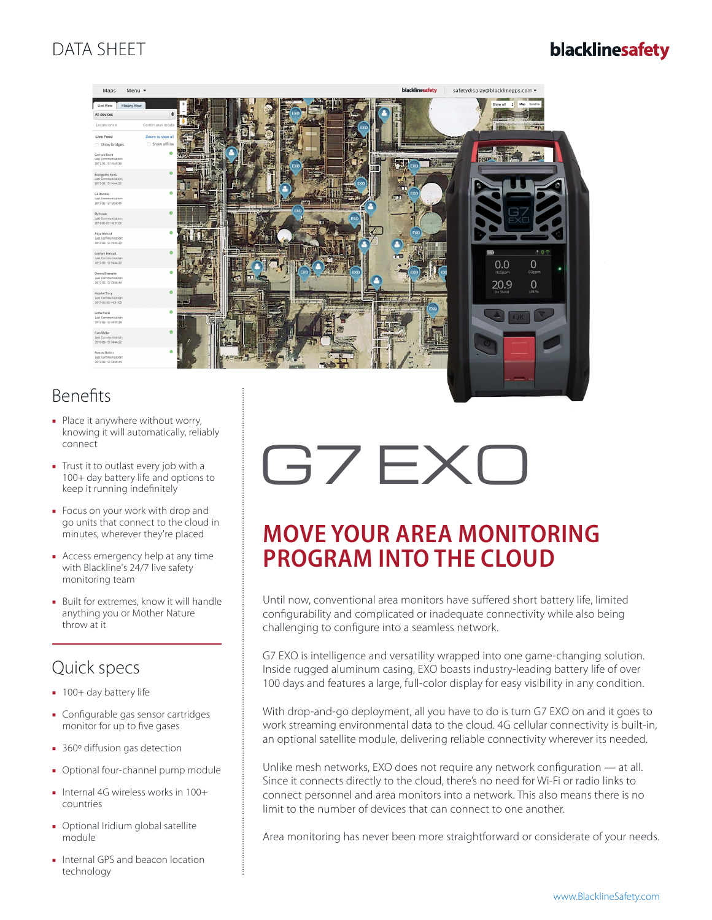DATA SHEET

# G7 EXO

## MOVE YOUR AREA MONITORING PROGRAM INTO THE CLOUD

Until now, conventional area monitors have suffered short battery life, limited configurability and complicated or inadequate connectivity while also being challenging to configure into a seamless network.

G7 EXO is intelligence and versatility wrapped into one game-changing solution. Inside rugged aluminum casing, EXO boasts industry-leading battery life of over 100 days and features a large, full-color display for easy visibility in any condition.

With drop-and-go deployment, all you have to do is turn G7 EXO on and it goes to work streaming environmental data to the cloud. 4G cellular connectivity is built-in, an optional satellite module, delivering reliable connectivity wherever its needed.

Unlike mesh networks, EXO does not require any network configuration — at all. Since it connects directly to the cloud, there's no need for Wi-Fi or radio links to connect personnel and area monitors into a network. This also means there is no limit to the number of devices that can connect to one another.

Area monitoring has never been more straightforward or considerate of your needs.

## Benefits

- Place it anywhere without worry, knowing it will automatically, reliably connect
- Trust it to outlast every job with a 100+ day battery life and options to keep it running indefinitely
- Focus on your work with drop and go units that connect to the cloud in minutes, wherever they're placed
- Access emergency help at any time with Blackline's 24/7 live safety monitoring team
- Built for extremes, know it will handle anything you or Mother Nature throw at it

## Quick specs

- 100+ day battery life
- Configurable gas sensor cartridges monitor for up to five gases
- 360º diffusion gas detection
- Optional four-channel pump module
- Internal 4G wireless works in 100+ countries
- Optional Iridium global satellite module
- Internal GPS and beacon location technology

www.BlacklineSafety.com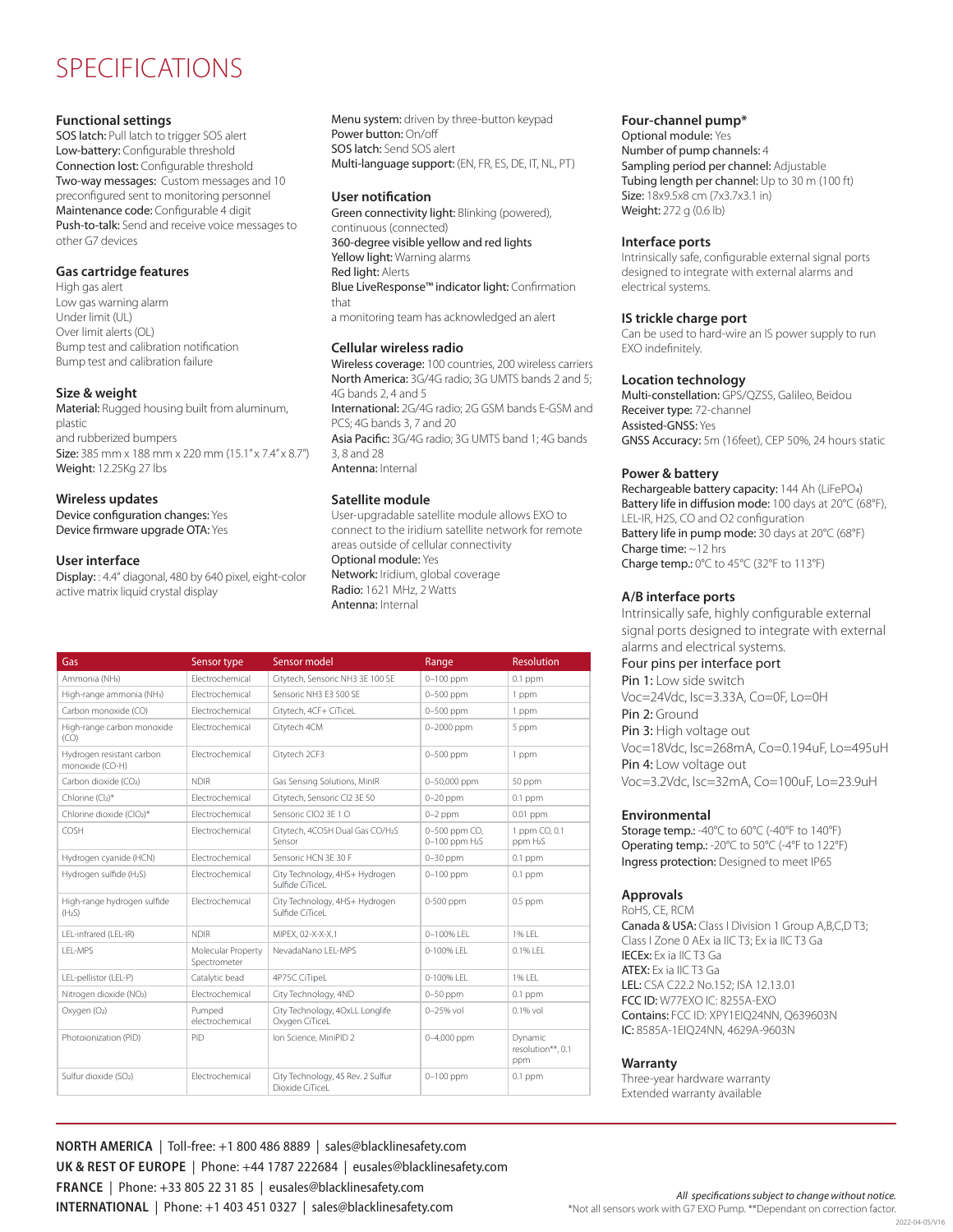# SPECIFICATIONS

### Functional settings

**SOS latch:** Pull latch to trigger SOS alert
**Low-battery:** Configurable threshold
**Connection lost:** Configurable threshold
**Two-way messages:** Custom messages and 10 preconfigured sent to monitoring personnel
**Maintenance code:** Configurable 4 digit
**Push-to-talk:** Send and receive voice messages to other G7 devices

### Gas cartridge features

High gas alert
Low gas warning alarm
Under limit (UL)
Over limit alerts (OL)
Bump test and calibration notification
Bump test and calibration failure

### Size & weight

**Material:** Rugged housing built from aluminum, plastic
and rubberized bumpers
**Size:** 385 mm x 188 mm x 220 mm (15.1" x 7.4" x 8.7")
**Weight:** 12.25Kg 27 lbs

### Wireless updates

**Device configuration changes:** Yes
**Device firmware upgrade OTA:** Yes

### User interface

**Display:** : 4.4" diagonal, 480 by 640 pixel, eight-color active matrix liquid crystal display
**Menu system:** driven by three-button keypad
**Power button:** On/off
**SOS latch:** Send SOS alert
**Multi-language support:** (EN, FR, ES, DE, IT, NL, PT)

### User notification

**Green connectivity light:** Blinking (powered), continuous (connected)
**360-degree visible yellow and red lights**
**Yellow light:** Warning alarms
**Red light:** Alerts
**Blue LiveResponse™ indicator light:** Confirmation that
a monitoring team has acknowledged an alert

### Cellular wireless radio

**Wireless coverage:** 100 countries, 200 wireless carriers
**North America:** 3G/4G radio; 3G UMTS bands 2 and 5; 4G bands 2, 4 and 5
**International:** 2G/4G radio; 2G GSM bands E-GSM and PCS; 4G bands 3, 7 and 20
**Asia Pacific:** 3G/4G radio; 3G UMTS band 1; 4G bands 3, 8 and 28
**Antenna:** Internal

### Satellite module

User-upgradable satellite module allows EXO to connect to the iridium satellite network for remote areas outside of cellular connectivity
**Optional module:** Yes
**Network:** Iridium, global coverage
**Radio:** 1621 MHz, 2 Watts
**Antenna:** Internal

| Gas | Sensor type | Sensor model | Range | Resolution |
|---|---|---|---|---|
| Ammonia ($NH_3$) | Electrochemical | Citytech, Sensoric NH3 3E 100 SE | 0–100 ppm | 0.1 ppm |
| High-range ammonia ($NH_3$) | Electrochemical | Sensoric NH3 E3 500 SE | 0–500 ppm | 1 ppm |
| Carbon monoxide (CO) | Electrochemical | Citytech, 4CF+ CiTiceL | 0–500 ppm | 1 ppm |
| High-range carbon monoxide (CO) | Electrochemical | Citytech 4CM | 0–2000 ppm | 5 ppm |
| Hydrogen resistant carbon monoxide (CO-H) | Electrochemical | Citytech 2CF3 | 0–500 ppm | 1 ppm |
| Carbon dioxide ($CO_2$) | NDIR | Gas Sensing Solutions, MinIR | 0–50,000 ppm | 50 ppm |
| Chlorine ($Cl_2$)* | Electrochemical | Citytech, Sensoric Cl2 3E 50 | 0–20 ppm | 0.1 ppm |
| Chlorine dioxide ($ClO_2$)* | Electrochemical | Sensoric ClO2 3E 1 O | 0–2 ppm | 0.01 ppm |
| COSH | Electrochemical | Citytech, 4COSH Dual Gas CO/H₂S Sensor | 0–500 ppm CO, 0–100 ppm $H_2S$ | 1 ppm CO, 0.1 ppm $H_2S$ |
| Hydrogen cyanide (HCN) | Electrochemical | Sensoric HCN 3E 30 F | 0–30 ppm | 0.1 ppm |
| Hydrogen sulfide ($H_2S$) | Electrochemical | City Technology, 4HS+ Hydrogen Sulfide CiTiceL | 0–100 ppm | 0.1 ppm |
| High-range hydrogen sulfide ($H_2S$) | Electrochemical | City Technology, 4HS+ Hydrogen Sulfide CiTiceL | 0-500 ppm | 0.5 ppm |
| LEL-infrared (LEL-IR) | NDIR | MIPEX, 02-X-X-X.1 | 0–100% LEL | 1% LEL |
| LEL-MPS | Molecular Property Spectrometer | NevadaNano LEL-MPS | 0-100% LEL | 0.1% LEL |
| LEL-pellistor (LEL-P) | Catalytic bead | 4P75C CiTipeL | 0-100% LEL | 1% LEL |
| Nitrogen dioxide ($NO_2$) | Electrochemical | City Technology, 4ND | 0–50 ppm | 0.1 ppm |
| Oxygen ($O_2$) | Pumped electrochemical | City Technology, 4OxLL Longlife Oxygen CiTiceL | 0–25% vol | 0.1% vol |
| Photoionization (PID) | PID | Ion Science, MiniPID 2 | 0–4,000 ppm | Dynamic resolution**, 0.1 ppm |
| Sulfur dioxide ($SO_2$) | Electrochemical | City Technology, 4S Rev. 2 Sulfur Dioxide CiTiceL | 0–100 ppm | 0.1 ppm |

### Four-channel pump*

**Optional module:** Yes
**Number of pump channels:** 4
**Sampling period per channel:** Adjustable
**Tubing length per channel:** Up to 30 m (100 ft)
**Size:** 18x9.5x8 cm (7x3.7x3.1 in)
**Weight:** 272 g (0.6 lb)

### Interface ports

Intrinsically safe, configurable external signal ports designed to integrate with external alarms and electrical systems.

### IS trickle charge port

Can be used to hard-wire an IS power supply to run EXO indefinitely.

### Location technology

**Multi-constellation:** GPS/QZSS, Galileo, Beidou
**Receiver type:** 72-channel
**Assisted-GNSS:** Yes
**GNSS Accuracy:** 5m (16feet), CEP 50%, 24 hours static

### Power & battery

**Rechargeable battery capacity:** 144 Ah ($LiFePO_4$)
**Battery life in diffusion mode:** 100 days at 20°C (68°F), LEL-IR, H2S, CO and O2 configuration
**Battery life in pump mode:** 30 days at 20°C (68°F)
**Charge time:** ~12 hrs
**Charge temp.:** 0°C to 45°C (32°F to 113°F)

### A/B interface ports

Intrinsically safe, highly configurable external signal ports designed to integrate with external alarms and electrical systems.
Four pins per interface port
**Pin 1:** Low side switch
Voc=24Vdc, Isc=3.33A, Co=0F, Lo=0H
**Pin 2:** Ground
**Pin 3:** High voltage out
Voc=18Vdc, Isc=268mA, Co=0.194uF, Lo=495uH
**Pin 4:** Low voltage out
Voc=3.2Vdc, Isc=32mA, Co=100uF, Lo=23.9uH

### Environmental

**Storage temp.:** -40°C to 60°C (-40°F to 140°F)
**Operating temp.:** -20°C to 50°C (-4°F to 122°F)
**Ingress protection:** Designed to meet IP65

### Approvals

RoHS, CE, RCM
**Canada & USA:** Class I Division 1 Group A,B,C,D T3; Class I Zone 0 AEx ia IIC T3; Ex ia IIC T3 Ga
**IECEx:** Ex ia IIC T3 Ga
**ATEX:** Ex ia IIC T3 Ga
**LEL:** CSA C22.2 No.152; ISA 12.13.01
**FCC ID:** W77EXO IC: 8255A-EXO
**Contains:** FCC ID: XPY1EIQ24NN, Q639603N
**IC:** 8585A-1EIQ24NN, 4629A-9603N

### Warranty

Three-year hardware warranty
Extended warranty available

**NORTH AMERICA** | Toll-free: +1 800 486 8889 | sales@blacklinesafety.com
**UK & REST OF EUROPE** | Phone: +44 1787 222684 | eusales@blacklinesafety.com
**FRANCE** | Phone: +33 805 22 31 85 | eusales@blacklinesafety.com
**INTERNATIONAL** | Phone: +1 403 451 0327 | sales@blacklinesafety.com

*All specifications subject to change without notice.*
*Not all sensors work with G7 EXO Pump. **Dependant on correction factor.

2022-04-05/V16